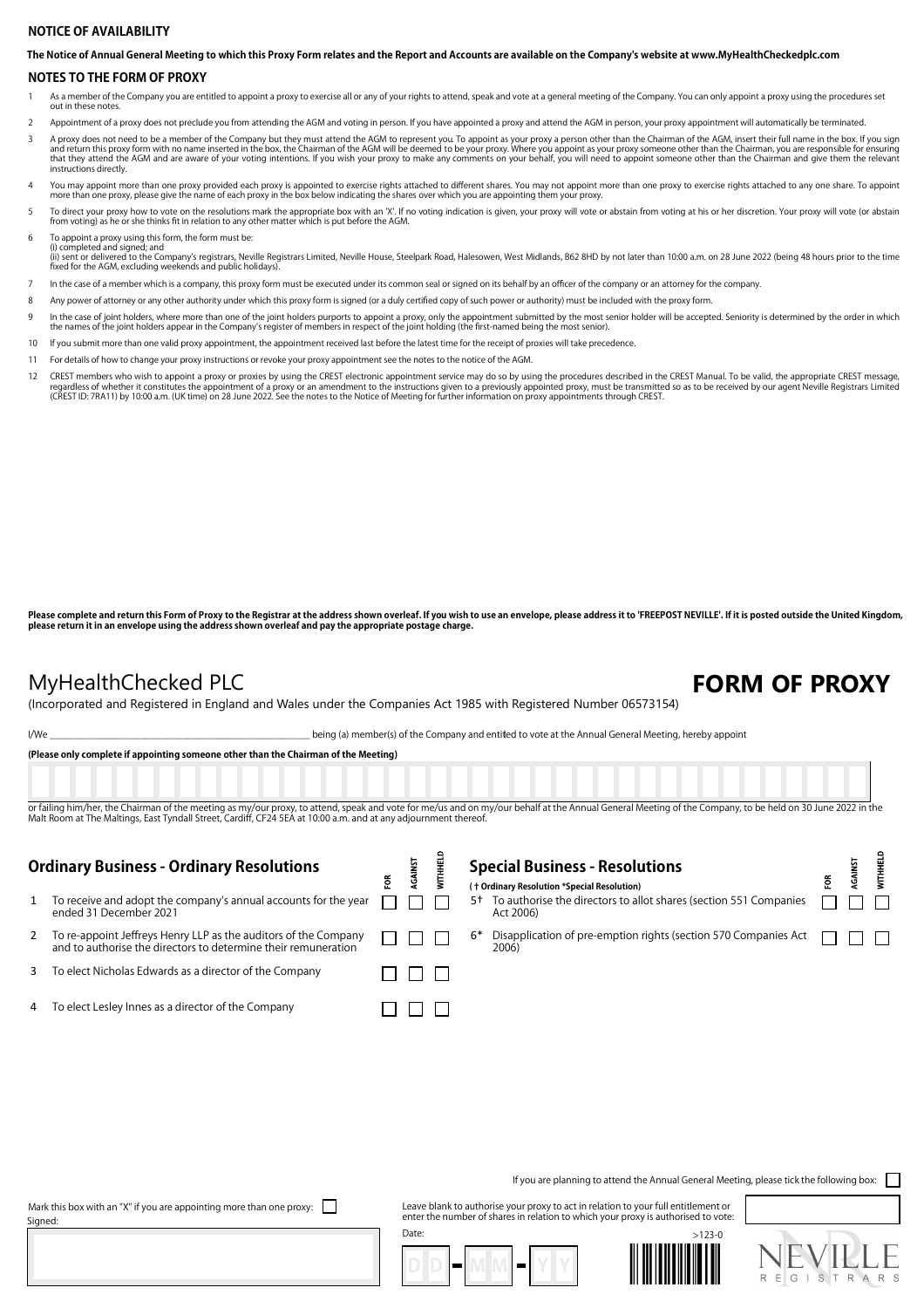## NOTICE OF AVAILABILITY

**The Notice of Annual General Meeting to which this Proxy Form relates and the Report and Accounts are available on the Company's website at www.MyHealthCheckedplc.com**

## NOTES TO THE FORM OF PROXY

1. As a member of the Company you are entitled to appoint a proxy to exercise all or any of your rights to attend, speak and vote at a general meeting of the Company. You can only appoint a proxy using the procedures set out in these notes.
2. Appointment of a proxy does not preclude you from attending the AGM and voting in person. If you have appointed a proxy and attend the AGM in person, your proxy appointment will automatically be terminated.
3. A proxy does not need to be a member of the Company but they must attend the AGM to represent you. To appoint as your proxy a person other than the Chairman of the AGM, insert their full name in the box. If you sign and return this proxy form with no name inserted in the box, the Chairman of the AGM will be deemed to be your proxy. Where you appoint as your proxy someone other than the Chairman, you are responsible for ensuring that they attend the AGM and are aware of your voting intentions. If you wish your proxy to make any comments on your behalf, you will need to appoint someone other than the Chairman and give them the relevant instructions directly.
4. You may appoint more than one proxy provided each proxy is appointed to exercise rights attached to different shares. You may not appoint more than one proxy to exercise rights attached to any one share. To appoint more than one proxy, please give the name of each proxy in the box below indicating the shares over which you are appointing them your proxy.
5. To direct your proxy how to vote on the resolutions mark the appropriate box with an 'X'. If no voting indication is given, your proxy will vote or abstain from voting at his or her discretion. Your proxy will vote (or abstain from voting) as he or she thinks fit in relation to any other matter which is put before the AGM.
6. To appoint a proxy using this form, the form must be:
   (i) completed and signed; and
   (ii) sent or delivered to the Company's registrars, Neville Registrars Limited, Neville House, Steelpark Road, Halesowen, West Midlands, B62 8HD by not later than 10:00 a.m. on 28 June 2022 (being 48 hours prior to the time fixed for the AGM, excluding weekends and public holidays).
7. In the case of a member which is a company, this proxy form must be executed under its common seal or signed on its behalf by an officer of the company or an attorney for the company.
8. Any power of attorney or any other authority under which this proxy form is signed (or a duly certified copy of such power or authority) must be included with the proxy form.
9. In the case of joint holders, where more than one of the joint holders purports to appoint a proxy, only the appointment submitted by the most senior holder will be accepted. Seniority is determined by the order in which the names of the joint holders appear in the Company's register of members in respect of the joint holding (the first-named being the most senior).
10. If you submit more than one valid proxy appointment, the appointment received last before the latest time for the receipt of proxies will take precedence.
11. For details of how to change your proxy instructions or revoke your proxy appointment see the notes to the notice of the AGM.
12. CREST members who wish to appoint a proxy or proxies by using the CREST electronic appointment service may do so by using the procedures described in the CREST Manual. To be valid, the appropriate CREST message, regardless of whether it constitutes the appointment of a proxy or an amendment to the instructions given to a previously appointed proxy, must be transmitted so as to be received by our agent Neville Registrars Limited (CREST ID: 7RA11) by 10:00 a.m. (UK time) on 28 June 2022. See the notes to the Notice of Meeting for further information on proxy appointments through CREST.

**Please complete and return this Form of Proxy to the Registrar at the address shown overleaf. If you wish to use an envelope, please address it to 'FREEPOST NEVILLE'. If it is posted outside the United Kingdom, please return it in an envelope using the address shown overleaf and pay the appropriate postage charge.**

# MyHealthChecked PLC

# FORM OF PROXY

(Incorporated and Registered in England and Wales under the Companies Act 1985 with Registered Number 06573154)

I/We ______________________________ being (a) member(s) of the Company and entitled to vote at the Annual General Meeting, hereby appoint

**(Please only complete if appointing someone other than the Chairman of the Meeting)**

or failing him/her, the Chairman of the meeting as my/our proxy, to attend, speak and vote for me/us and on my/our behalf at the Annual General Meeting of the Company, to be held on 30 June 2022 in the Malt Room at The Maltings, East Tyndall Street, Cardiff, CF24 5EA at 10:00 a.m. and at any adjournment thereof.

### Ordinary Business - Ordinary Resolutions

| | | FOR | AGAINST | WITHHELD |
|---|---|---|---|---|
| 1 | To receive and adopt the company's annual accounts for the year ended 31 December 2021 | ☐ | ☐ | ☐ |
| 2 | To re-appoint Jeffreys Henry LLP as the auditors of the Company and to authorise the directors to determine their remuneration | ☐ | ☐ | ☐ |
| 3 | To elect Nicholas Edwards as a director of the Company | ☐ | ☐ | ☐ |
| 4 | To elect Lesley Innes as a director of the Company | ☐ | ☐ | ☐ |

### Special Business - Resolutions

**( † Ordinary Resolution *Special Resolution)**

| | | FOR | AGAINST | WITHHELD |
|---|---|---|---|---|
| 5† | To authorise the directors to allot shares (section 551 Companies Act 2006) | ☐ | ☐ | ☐ |
| 6* | Disapplication of pre-emption rights (section 570 Companies Act 2006) | ☐ | ☐ | ☐ |

If you are planning to attend the Annual General Meeting, please tick the following box: ☐

Mark this box with an "X" if you are appointing more than one proxy: ☐

Signed:

Leave blank to authorise your proxy to act in relation to your full entitlement or enter the number of shares in relation to which your proxy is authorised to vote:

Date: DD - MM - YY

>123-0

NEVILLE REGISTRARS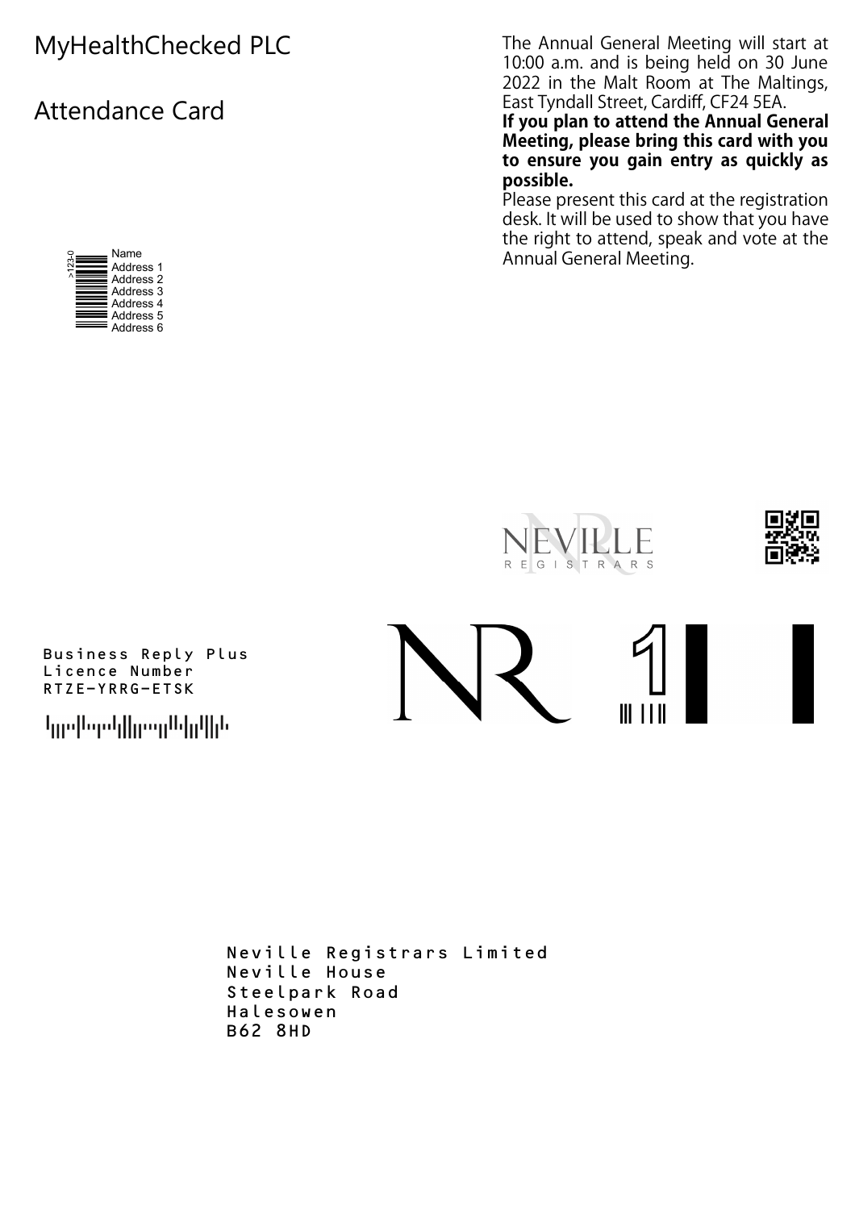# MyHealthChecked PLC

## Attendance Card

>123-0

Name
Address 1
Address 2
Address 3
Address 4
Address 5
Address 6

The Annual General Meeting will start at 10:00 a.m. and is being held on 30 June 2022 in the Malt Room at The Maltings, East Tyndall Street, Cardiff, CF24 5EA.

**If you plan to attend the Annual General Meeting, please bring this card with you to ensure you gain entry as quickly as possible.**

Please present this card at the registration desk. It will be used to show that you have the right to attend, speak and vote at the Annual General Meeting.

NEVILLE
REGISTRARS

Business Reply Plus
Licence Number
RTZE-YRRG-ETSK

NR 1

Neville Registrars Limited
Neville House
Steelpark Road
Halesowen
B62 8HD